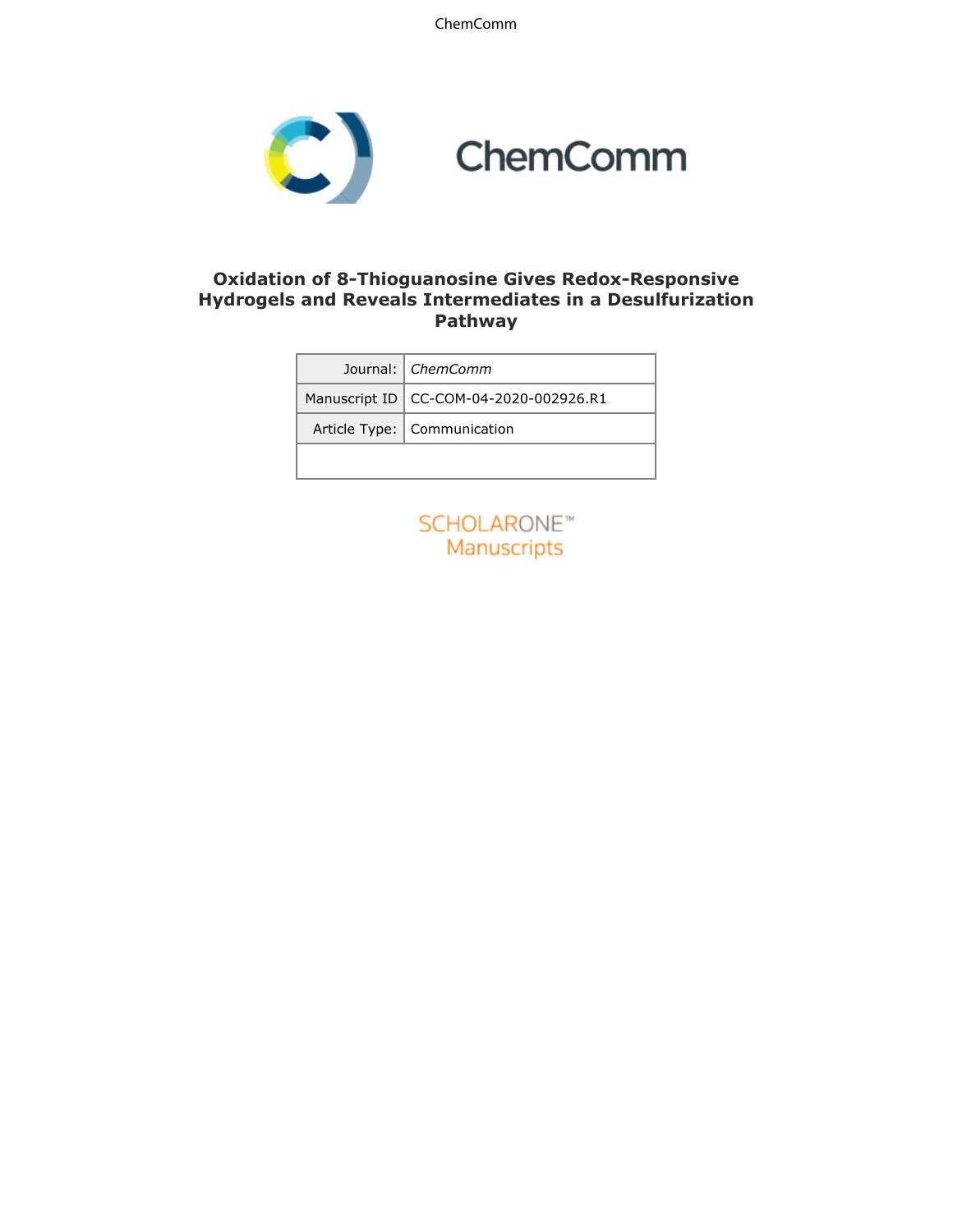# Oxidation of 8-Thioguanosine Gives Redox-Responsive Hydrogels and Reveals Intermediates in a Desulfurization Pathway

| Journal: | *ChemComm* |
|---|---|
| Manuscript ID | CC-COM-04-2020-002926.R1 |
| Article Type: | Communication |
| | |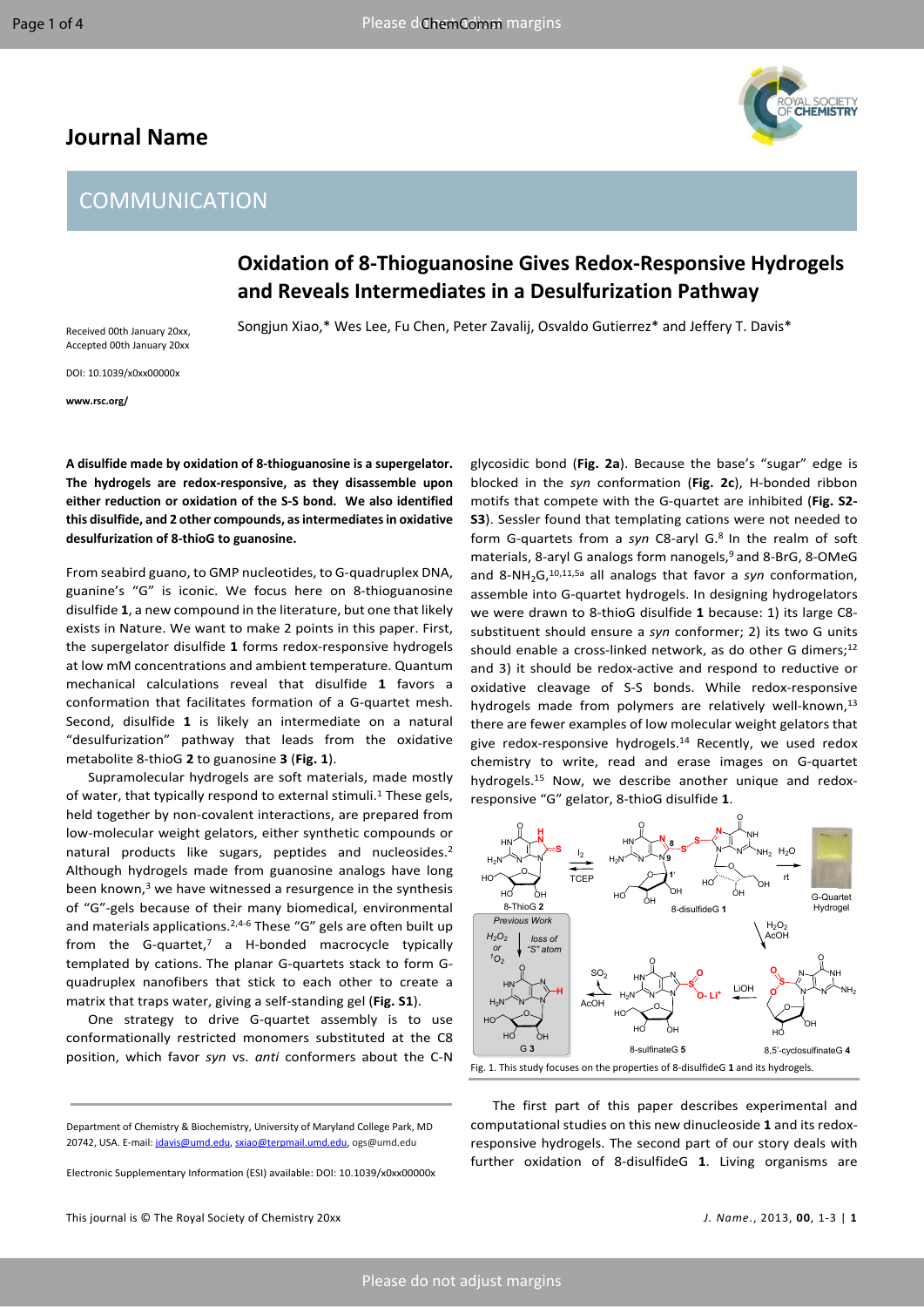# Journal Name

## COMMUNICATION

# Oxidation of 8-Thioguanosine Gives Redox-Responsive Hydrogels and Reveals Intermediates in a Desulfurization Pathway

Songjun Xiao,* Wes Lee, Fu Chen, Peter Zavalij, Osvaldo Gutierrez* and Jeffery T. Davis*

Received 00th January 20xx, Accepted 00th January 20xx

DOI: 10.1039/x0xx00000x

www.rsc.org/

**A disulfide made by oxidation of 8-thioguanosine is a supergelator. The hydrogels are redox-responsive, as they disassemble upon either reduction or oxidation of the S-S bond. We also identified this disulfide, and 2 other compounds, as intermediates in oxidative desulfurization of 8-thioG to guanosine.**

From seabird guano, to GMP nucleotides, to G-quadruplex DNA, guanine's "G" is iconic. We focus here on 8-thioguanosine disulfide **1**, a new compound in the literature, but one that likely exists in Nature. We want to make 2 points in this paper. First, the supergelator disulfide **1** forms redox-responsive hydrogels at low mM concentrations and ambient temperature. Quantum mechanical calculations reveal that disulfide **1** favors a conformation that facilitates formation of a G-quartet mesh. Second, disulfide **1** is likely an intermediate on a natural "desulfurization" pathway that leads from the oxidative metabolite 8-thioG **2** to guanosine **3** (**Fig. 1**).

Supramolecular hydrogels are soft materials, made mostly of water, that typically respond to external stimuli.[1] These gels, held together by non-covalent interactions, are prepared from low-molecular weight gelators, either synthetic compounds or natural products like sugars, peptides and nucleosides.[2] Although hydrogels made from guanosine analogs have long been known,[3] we have witnessed a resurgence in the synthesis of "G"-gels because of their many biomedical, environmental and materials applications.[2,4-6] These "G" gels are often built up from the G-quartet,[7] a H-bonded macrocycle typically templated by cations. The planar G-quartets stack to form G-quadruplex nanofibers that stick to each other to create a matrix that traps water, giving a self-standing gel (**Fig. S1**).

One strategy to drive G-quartet assembly is to use conformationally restricted monomers substituted at the C8 position, which favor *syn* vs. *anti* conformers about the C-N glycosidic bond (**Fig. 2a**). Because the base's "sugar" edge is blocked in the *syn* conformation (**Fig. 2c**), H-bonded ribbon motifs that compete with the G-quartet are inhibited (**Fig. S2-S3**). Sessler found that templating cations were not needed to form G-quartets from a *syn* C8-aryl G.[8] In the realm of soft materials, 8-aryl G analogs form nanogels,[9] and 8-BrG, 8-OMeG and 8-$NH_2$G,[10,11,5a] all analogs that favor a *syn* conformation, assemble into G-quartet hydrogels. In designing hydrogelators we were drawn to 8-thioG disulfide **1** because: 1) its large C8-substituent should ensure a *syn* conformer; 2) its two G units should enable a cross-linked network, as do other G dimers;[12] and 3) it should be redox-active and respond to reductive or oxidative cleavage of S-S bonds. While redox-responsive hydrogels made from polymers are relatively well-known,[13] there are fewer examples of low molecular weight gelators that give redox-responsive hydrogels.[14] Recently, we used redox chemistry to write, read and erase images on G-quartet hydrogels.[15] Now, we describe another unique and redox-responsive "G" gelator, 8-thioG disulfide **1**.

Fig. 1. This study focuses on the properties of 8-disulfideG **1** and its hydrogels.

The first part of this paper describes experimental and computational studies on this new dinucleoside **1** and its redox-responsive hydrogels. The second part of our story deals with further oxidation of 8-disulfideG **1**. Living organisms are

Department of Chemistry & Biochemistry, University of Maryland College Park, MD 20742, USA. E-mail: jdavis@umd.edu, sxiao@terpmail.umd.edu, ogs@umd.edu

Electronic Supplementary Information (ESI) available: DOI: 10.1039/x0xx00000x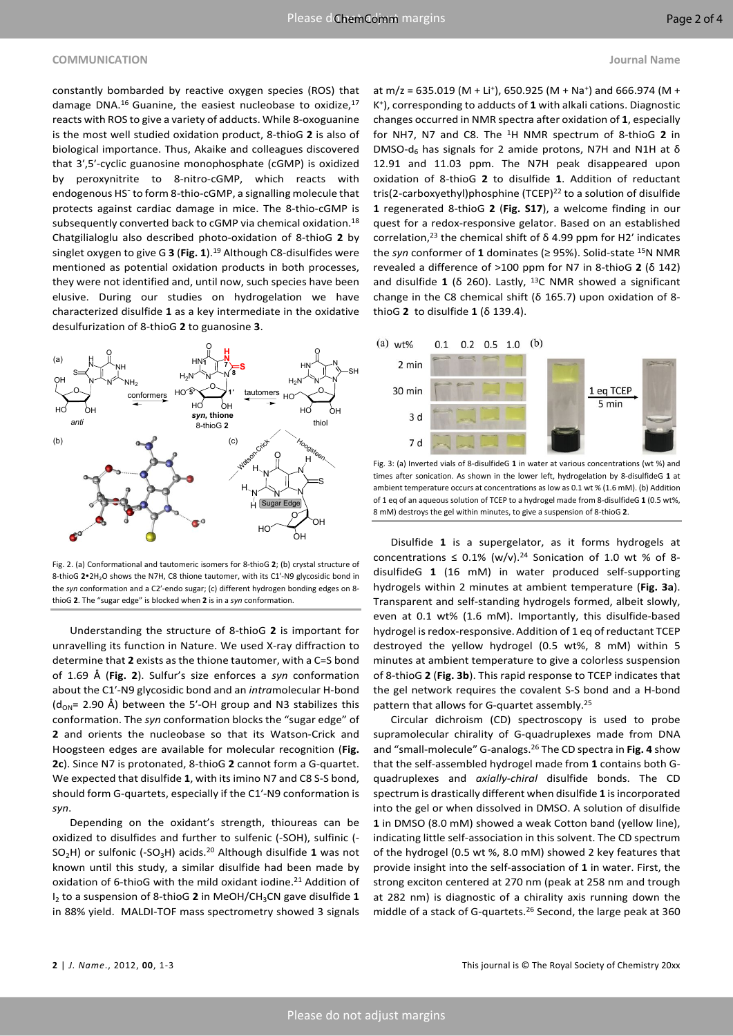constantly bombarded by reactive oxygen species (ROS) that damage DNA.[16] Guanine, the easiest nucleobase to oxidize,[17] reacts with ROS to give a variety of adducts. While 8-oxoguanine is the most well studied oxidation product, 8-thioG **2** is also of biological importance. Thus, Akaike and colleagues discovered that 3′,5′-cyclic guanosine monophosphate (cGMP) is oxidized by peroxynitrite to 8-nitro-cGMP, which reacts with endogenous $HS^-$ to form 8-thio-cGMP, a signalling molecule that protects against cardiac damage in mice. The 8-thio-cGMP is subsequently converted back to cGMP via chemical oxidation.[18] Chatgilialoglu also described photo-oxidation of 8-thioG **2** by singlet oxygen to give G **3** (**Fig. 1**).[19] Although C8-disulfides were mentioned as potential oxidation products in both processes, they were not identified and, until now, such species have been elusive. During our studies on hydrogelation we have characterized disulfide **1** as a key intermediate in the oxidative desulfurization of 8-thioG **2** to guanosine **3**.

Fig. 2. (a) Conformational and tautomeric isomers for 8-thioG **2**; (b) crystal structure of 8-thioG **2**•$2H_2O$ shows the N7H, C8 thione tautomer, with its C1′-N9 glycosidic bond in the *syn* conformation and a C2′-endo sugar; (c) different hydrogen bonding edges on 8-thioG **2**. The "sugar edge" is blocked when **2** is in a *syn* conformation.

Understanding the structure of 8-thioG **2** is important for unravelling its function in Nature. We used X-ray diffraction to determine that **2** exists as the thione tautomer, with a C=S bond of 1.69 Å (**Fig. 2**). Sulfur's size enforces a *syn* conformation about the C1′-N9 glycosidic bond and an *intra*molecular H-bond ($d_{ON}$= 2.90 Å) between the 5′-OH group and N3 stabilizes this conformation. The *syn* conformation blocks the "sugar edge" of **2** and orients the nucleobase so that its Watson-Crick and Hoogsteen edges are available for molecular recognition (**Fig. 2c**). Since N7 is protonated, 8-thioG **2** cannot form a G-quartet. We expected that disulfide **1**, with its imino N7 and C8 S-S bond, should form G-quartets, especially if the C1′-N9 conformation is *syn*.

Depending on the oxidant's strength, thioureas can be oxidized to disulfides and further to sulfenic (-SOH), sulfinic (-$SO_2H$) or sulfonic (-$SO_3H$) acids.[20] Although disulfide **1** was not known until this study, a similar disulfide had been made by oxidation of 6-thioG with the mild oxidant iodine.[21] Addition of $I_2$ to a suspension of 8-thioG **2** in MeOH/$CH_3CN$ gave disulfide **1** in 88% yield. MALDI-TOF mass spectrometry showed 3 signals at m/z = 635.019 (M + $Li^+$), 650.925 (M + $Na^+$) and 666.974 (M + $K^+$), corresponding to adducts of **1** with alkali cations. Diagnostic changes occurred in NMR spectra after oxidation of **1**, especially for NH7, N7 and C8. The $^1H$ NMR spectrum of 8-thioG **2** in DMSO-$d_6$ has signals for 2 amide protons, N7H and N1H at δ 12.91 and 11.03 ppm. The N7H peak disappeared upon oxidation of 8-thioG **2** to disulfide **1**. Addition of reductant tris(2-carboxyethyl)phosphine (TCEP)[22] to a solution of disulfide **1** regenerated 8-thioG **2** (**Fig. S17**), a welcome finding in our quest for a redox-responsive gelator. Based on an established correlation,[23] the chemical shift of δ 4.99 ppm for H2′ indicates the *syn* conformer of **1** dominates (≥ 95%). Solid-state $^{15}N$ NMR revealed a difference of >100 ppm for N7 in 8-thioG **2** (δ 142) and disulfide **1** (δ 260). Lastly, $^{13}C$ NMR showed a significant change in the C8 chemical shift (δ 165.7) upon oxidation of 8-thioG **2** to disulfide **1** (δ 139.4).

Fig. 3: (a) Inverted vials of 8-disulfideG **1** in water at various concentrations (wt %) and times after sonication. As shown in the lower left, hydrogelation by 8-disulfideG **1** at ambient temperature occurs at concentrations as low as 0.1 wt % (1.6 mM). (b) Addition of 1 eq of an aqueous solution of TCEP to a hydrogel made from 8-disulfideG **1** (0.5 wt%, 8 mM) destroys the gel within minutes, to give a suspension of 8-thioG **2**.

Disulfide **1** is a supergelator, as it forms hydrogels at concentrations ≤ 0.1% (w/v).[24] Sonication of 1.0 wt % of 8-disulfideG **1** (16 mM) in water produced self-supporting hydrogels within 2 minutes at ambient temperature (**Fig. 3a**). Transparent and self-standing hydrogels formed, albeit slowly, even at 0.1 wt% (1.6 mM). Importantly, this disulfide-based hydrogel is redox-responsive. Addition of 1 eq of reductant TCEP destroyed the yellow hydrogel (0.5 wt%, 8 mM) within 5 minutes at ambient temperature to give a colorless suspension of 8-thioG **2** (**Fig. 3b**). This rapid response to TCEP indicates that the gel network requires the covalent S-S bond and a H-bond pattern that allows for G-quartet assembly.[25]

Circular dichroism (CD) spectroscopy is used to probe supramolecular chirality of G-quadruplexes made from DNA and "small-molecule" G-analogs.[26] The CD spectra in **Fig. 4** show that the self-assembled hydrogel made from **1** contains both G-quadruplexes and *axially-chiral* disulfide bonds. The CD spectrum is drastically different when disulfide **1** is incorporated into the gel or when dissolved in DMSO. A solution of disulfide **1** in DMSO (8.0 mM) showed a weak Cotton band (yellow line), indicating little self-association in this solvent. The CD spectrum of the hydrogel (0.5 wt %, 8.0 mM) showed 2 key features that provide insight into the self-association of **1** in water. First, the strong exciton centered at 270 nm (peak at 258 nm and trough at 282 nm) is diagnostic of a chirality axis running down the middle of a stack of G-quartets.[26] Second, the large peak at 360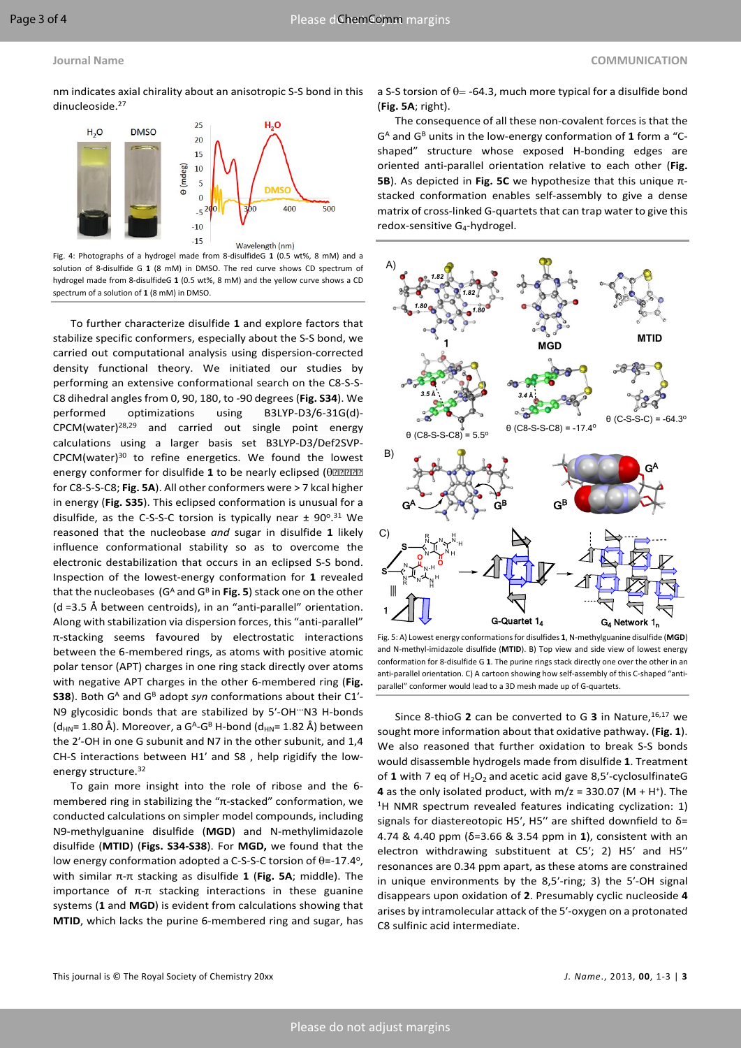nm indicates axial chirality about an anisotropic S-S bond in this dinucleoside.[27]

Fig. 4: Photographs of a hydrogel made from 8-disulfideG **1** (0.5 wt%, 8 mM) and a solution of 8-disulfide G **1** (8 mM) in DMSO. The red curve shows CD spectrum of hydrogel made from 8-disulfideG **1** (0.5 wt%, 8 mM) and the yellow curve shows a CD spectrum of a solution of **1** (8 mM) in DMSO.

To further characterize disulfide **1** and explore factors that stabilize specific conformers, especially about the S-S bond, we carried out computational analysis using dispersion-corrected density functional theory. We initiated our studies by performing an extensive conformational search on the C8-S-S-C8 dihedral angles from 0, 90, 180, to -90 degrees (**Fig. S34**). We performed optimizations using B3LYP-D3/6-31G(d)-CPCM(water)[28,29] and carried out single point energy calculations using a larger basis set B3LYP-D3/Def2SVP-CPCM(water)[30] to refine energetics. We found the lowest energy conformer for disulfide **1** to be nearly eclipsed (θ for C8-S-S-C8; **Fig. 5A**). All other conformers were > 7 kcal higher in energy (**Fig. S35**). This eclipsed conformation is unusual for a disulfide, as the C-S-S-C torsion is typically near ± 90°.[31] We reasoned that the nucleobase *and* sugar in disulfide **1** likely influence conformational stability so as to overcome the electronic destabilization that occurs in an eclipsed S-S bond. Inspection of the lowest-energy conformation for **1** revealed that the nucleobases ($G^A$ and $G^B$ in **Fig. 5**) stack one on the other (d =3.5 Å between centroids), in an "anti-parallel" orientation. Along with stabilization via dispersion forces, this "anti-parallel" π-stacking seems favoured by electrostatic interactions between the 6-membered rings, as atoms with positive atomic polar tensor (APT) charges in one ring stack directly over atoms with negative APT charges in the other 6-membered ring (**Fig. S38**). Both $G^A$ and $G^B$ adopt *syn* conformations about their C1'-N9 glycosidic bonds that are stabilized by 5'-OH···N3 H-bonds ($d_{HN}$= 1.80 Å). Moreover, a $G^A$-$G^B$ H-bond ($d_{HN}$= 1.82 Å) between the 2'-OH in one G subunit and N7 in the other subunit, and 1,4 CH-S interactions between H1' and S8 , help rigidify the low-energy structure.[32]

To gain more insight into the role of ribose and the 6-membered ring in stabilizing the "π-stacked" conformation, we conducted calculations on simpler model compounds, including N9-methylguanine disulfide (**MGD**) and N-methylimidazole disulfide (**MTID**) (**Figs. S34-S38**). For **MGD,** we found that the low energy conformation adopted a C-S-S-C torsion of θ=-17.4°, with similar π-π stacking as disulfide **1** (**Fig. 5A**; middle). The importance of π-π stacking interactions in these guanine systems (**1** and **MGD**) is evident from calculations showing that **MTID**, which lacks the purine 6-membered ring and sugar, has a S-S torsion of θ= -64.3, much more typical for a disulfide bond (**Fig. 5A**; right).

The consequence of all these non-covalent forces is that the $G^A$ and $G^B$ units in the low-energy conformation of **1** form a "C-shaped" structure whose exposed H-bonding edges are oriented anti-parallel orientation relative to each other (**Fig. 5B**). As depicted in **Fig. 5C** we hypothesize that this unique π-stacked conformation enables self-assembly to give a dense matrix of cross-linked G-quartets that can trap water to give this redox-sensitive $G_4$-hydrogel.

Fig. 5: A) Lowest energy conformations for disulfides **1**, N-methylguanine disulfide (**MGD**) and N-methyl-imidazole disulfide (**MTID**). B) Top view and side view of lowest energy conformation for 8-disulfide G **1**. The purine rings stack directly one over the other in an anti-parallel orientation. C) A cartoon showing how self-assembly of this C-shaped "anti-parallel" conformer would lead to a 3D mesh made up of G-quartets.

Since 8-thioG **2** can be converted to G **3** in Nature,[16,17] we sought more information about that oxidative pathway**.** (**Fig. 1**). We also reasoned that further oxidation to break S-S bonds would disassemble hydrogels made from disulfide **1**. Treatment of **1** with 7 eq of $H_2O_2$ and acetic acid gave 8,5'-cyclosulfinateG **4** as the only isolated product, with m/z = 330.07 (M + H⁺). The ¹H NMR spectrum revealed features indicating cyclization: 1) signals for diastereotopic H5', H5'' are shifted downfield to δ= 4.74 & 4.40 ppm (δ=3.66 & 3.54 ppm in **1**), consistent with an electron withdrawing substituent at C5'; 2) H5' and H5'' resonances are 0.34 ppm apart, as these atoms are constrained in unique environments by the 8,5'-ring; 3) the 5'-OH signal disappears upon oxidation of **2**. Presumably cyclic nucleoside **4** arises by intramolecular attack of the 5'-oxygen on a protonated C8 sulfinic acid intermediate.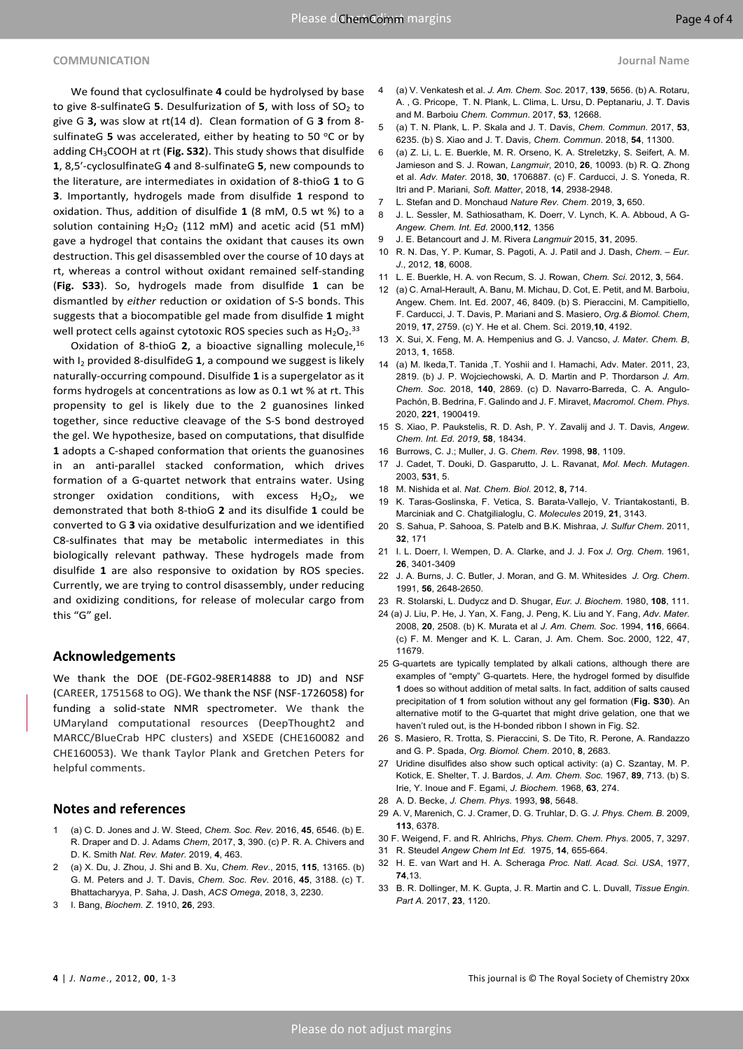We found that cyclosulfinate **4** could be hydrolysed by base to give 8-sulfinateG **5**. Desulfurization of **5**, with loss of $SO_2$ to give G **3,** was slow at rt(14 d). Clean formation of G **3** from 8-sulfinateG **5** was accelerated, either by heating to 50 °C or by adding $CH_3COOH$ at rt (**Fig. S32**). This study shows that disulfide **1**, 8,5'-cyclosulfinateG **4** and 8-sulfinateG **5**, new compounds to the literature, are intermediates in oxidation of 8-thioG **1** to G **3**. Importantly, hydrogels made from disulfide **1** respond to oxidation. Thus, addition of disulfide **1** (8 mM, 0.5 wt %) to a solution containing $H_2O_2$ (112 mM) and acetic acid (51 mM) gave a hydrogel that contains the oxidant that causes its own destruction. This gel disassembled over the course of 10 days at rt, whereas a control without oxidant remained self-standing (**Fig. S33**). So, hydrogels made from disulfide **1** can be dismantled by *either* reduction or oxidation of S-S bonds. This suggests that a biocompatible gel made from disulfide **1** might well protect cells against cytotoxic ROS species such as $H_2O_2$.[33]

Oxidation of 8-thioG **2**, a bioactive signalling molecule,[16] with $I_2$ provided 8-disulfideG **1**, a compound we suggest is likely naturally-occurring compound. Disulfide **1** is a supergelator as it forms hydrogels at concentrations as low as 0.1 wt % at rt. This propensity to gel is likely due to the 2 guanosines linked together, since reductive cleavage of the S-S bond destroyed the gel. We hypothesize, based on computations, that disulfide **1** adopts a C-shaped conformation that orients the guanosines in an anti-parallel stacked conformation, which drives formation of a G-quartet network that entrains water. Using stronger oxidation conditions, with excess $H_2O_2$, we demonstrated that both 8-thioG **2** and its disulfide **1** could be converted to G **3** via oxidative desulfurization and we identified C8-sulfinates that may be metabolic intermediates in this biologically relevant pathway. These hydrogels made from disulfide **1** are also responsive to oxidation by ROS species. Currently, we are trying to control disassembly, under reducing and oxidizing conditions, for release of molecular cargo from this "G" gel.

## Acknowledgements

We thank the DOE (DE-FG02-98ER14888 to JD) and NSF (CAREER, 1751568 to OG). We thank the NSF (NSF-1726058) for funding a solid-state NMR spectrometer. We thank the UMaryland computational resources (DeepThought2 and MARCC/BlueCrab HPC clusters) and XSEDE (CHE160082 and CHE160053). We thank Taylor Plank and Gretchen Peters for helpful comments.

## Notes and references

1. (a) C. D. Jones and J. W. Steed, *Chem. Soc. Rev*. 2016, **45**, 6546. (b) E. R. Draper and D. J. Adams *Chem*, 2017, **3**, 390. (c) P. R. A. Chivers and D. K. Smith *Nat. Rev. Mater*. 2019, **4**, 463.
2. (a) X. Du, J. Zhou, J. Shi and B. Xu, *Chem. Rev.*, 2015, **115**, 13165. (b) G. M. Peters and J. T. Davis, *Chem. Soc. Rev.* 2016, **45**, 3188. (c) T. Bhattacharyya, P. Saha, J. Dash, *ACS Omega*, 2018, 3, 2230.
3. I. Bang, *Biochem. Z*. 1910, **26**, 293.
4. (a) V. Venkatesh et al. *J. Am. Chem. Soc*. 2017, **139**, 5656. (b) A. Rotaru, A. , G. Pricope, T. N. Plank, L. Clima, L. Ursu, D. Peptanariu, J. T. Davis and M. Barboiu *Chem. Commun*. 2017, **53**, 12668.
5. (a) T. N. Plank, L. P. Skala and J. T. Davis, *Chem. Commun.* 2017, **53**, 6235. (b) S. Xiao and J. T. Davis, *Chem. Commun*. 2018, **54**, 11300.
6. (a) Z. Li, L. E. Buerkle, M. R. Orseno, K. A. Streletzky, S. Seifert, A. M. Jamieson and S. J. Rowan, *Langmuir*, 2010, **26**, 10093. (b) R. Q. Zhong et al. *Adv. Mater*. 2018, **30**, 1706887. (c) F. Carducci, J. S. Yoneda, R. Itri and P. Mariani*, Soft. Matter*, 2018, **14**, 2938-2948.
7. L. Stefan and D. Monchaud *Nature Rev. Chem*. 2019, **3,** 650.
8. J. L. Sessler, M. Sathiosatham, K. Doerr, V. Lynch, K. A. Abboud, A G-*Angew. Chem. Int. Ed*. 2000,**112**, 1356
9. J. E. Betancourt and J. M. Rivera *Langmuir* 2015, **31**, 2095.
10. R. N. Das, Y. P. Kumar, S. Pagoti, A. J. Patil and J. Dash, *Chem. – Eur. J*., 2012, **18**, 6008.
11. L. E. Buerkle, H. A. von Recum, S. J. Rowan, *Chem. Sci*. 2012, **3**, 564.
12. (a) C. Arnal-Herault, A. Banu, M. Michau, D. Cot, E. Petit, and M. Barboiu, Angew. Chem. Int. Ed. 2007, 46, 8409. (b) S. Pieraccini, M. Campitiello, F. Carducci, J. T. Davis, P. Mariani and S. Masiero, *Org.& Biomol. Chem*, 2019, **17**, 2759. (c) Y. He et al. Chem. Sci. 2019,**10**, 4192.
13. X. Sui, X. Feng, M. A. Hempenius and G. J. Vancso, *J. Mater. Chem. B*, 2013, **1**, 1658.
14. (a) M. Ikeda,T. Tanida ,T. Yoshii and I. Hamachi, Adv. Mater. 2011, 23, 2819. (b) J. P. Wojciechowski, A. D. Martin and P. Thordarson *J. Am. Chem. Soc.* 2018, **140**, 2869. (c) D. Navarro-Barreda, C. A. Angulo-Pachón, B. Bedrina, F. Galindo and J. F. Miravet, *Macromol. Chem. Phys*. 2020, **221**, 1900419.
15. S. Xiao, P. Paukstelis, R. D. Ash, P. Y. Zavalij and J. T. Davis*, Angew. Chem. Int. Ed. 2019*, **58**, 18434.
16. Burrows, C. J.; Muller, J. G. *Chem. Rev*. 1998, **98**, 1109.
17. J. Cadet, T. Douki, D. Gasparutto, J. L. Ravanat, *Mol. Mech. Mutagen*. 2003, **531**, 5.
18. M. Nishida et al. *Nat. Chem. Biol*. 2012, **8,** 714.
19. K. Taras-Goslinska, F. Vetica, S. Barata-Vallejo, V. Triantakostanti, B. Marciniak and C. Chatgilialoglu, C. *Molecules* 2019, **21**, 3143.
20. S. Sahua, P. Sahooa, S. Patelb and B.K. Mishraa, *J. Sulfur Chem*. 2011, **32**, 171
21. I. L. Doerr, I. Wempen, D. A. Clarke, and J. J. Fox *J. Org. Chem.* 1961, **26**, 3401-3409
22. J. A. Burns, J. C. Butler, J. Moran, and G. M. Whitesides *J. Org. Chem*. 1991, **56**, 2648-2650.
23. R. Stolarski, L. Dudycz and D. Shugar, *Eur. J. Biochem.* 1980, **108**, 111.
24. (a) J. Liu, P. He, J. Yan, X. Fang, J. Peng, K. Liu and Y. Fang, *Adv. Mater*. 2008, **20**, 2508. (b) K. Murata et al *J. Am. Chem. Soc*. 1994, **116**, 6664. (c) F. M. Menger and K. L. Caran, J. Am. Chem. Soc. 2000, 122, 47, 11679.
25. G-quartets are typically templated by alkali cations, although there are examples of "empty" G-quartets. Here, the hydrogel formed by disulfide **1** does so without addition of metal salts. In fact, addition of salts caused precipitation of **1** from solution without any gel formation (**Fig. S30**). An alternative motif to the G-quartet that might drive gelation, one that we haven't ruled out, is the H-bonded ribbon I shown in Fig. S2.
26. S. Masiero, R. Trotta, S. Pieraccini, S. De Tito, R. Perone, A. Randazzo and G. P. Spada, *Org. Biomol. Chem*. 2010, **8**, 2683.
27. Uridine disulfides also show such optical activity: (a) C. Szantay, M. P. Kotick, E. Shelter, T. J. Bardos, *J. Am. Chem. Soc.* 1967, **89**, 713. (b) S. Irie, Y. Inoue and F. Egami, *J. Biochem*. 1968, **63**, 274.
28. A. D. Becke, *J. Chem. Phys*. 1993, **98**, 5648.
29. A. V, Marenich, C. J. Cramer, D. G. Truhlar, D. G. *J. Phys. Chem. B*. 2009, **113**, 6378.
30. F. Weigend, F. and R. Ahlrichs, *Phys. Chem. Chem. Phys*. 2005, 7, 3297.
31. R. Steudel *Angew Chem Int Ed.* 1975, **14**, 655-664.
32. H. E. van Wart and H. A. Scheraga *Proc. Natl. Acad. Sci. USA*, 1977, **74**,13.
33. B. R. Dollinger, M. K. Gupta, J. R. Martin and C. L. Duvall, *Tissue Engin. Part A*. 2017, **23**, 1120.